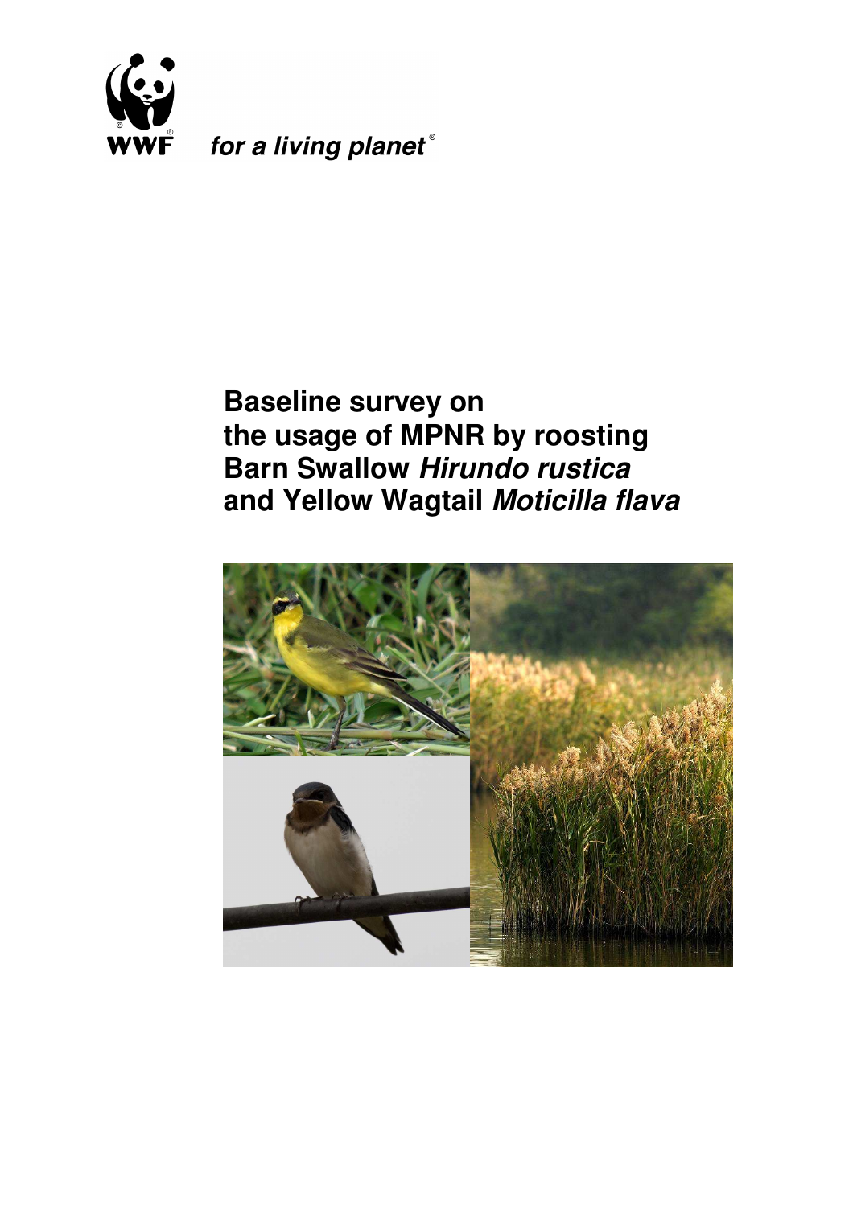WWF for a living planet®

# Baseline survey on the usage of MPNR by roosting Barn Swallow *Hirundo rustica* and Yellow Wagtail *Moticilla flava*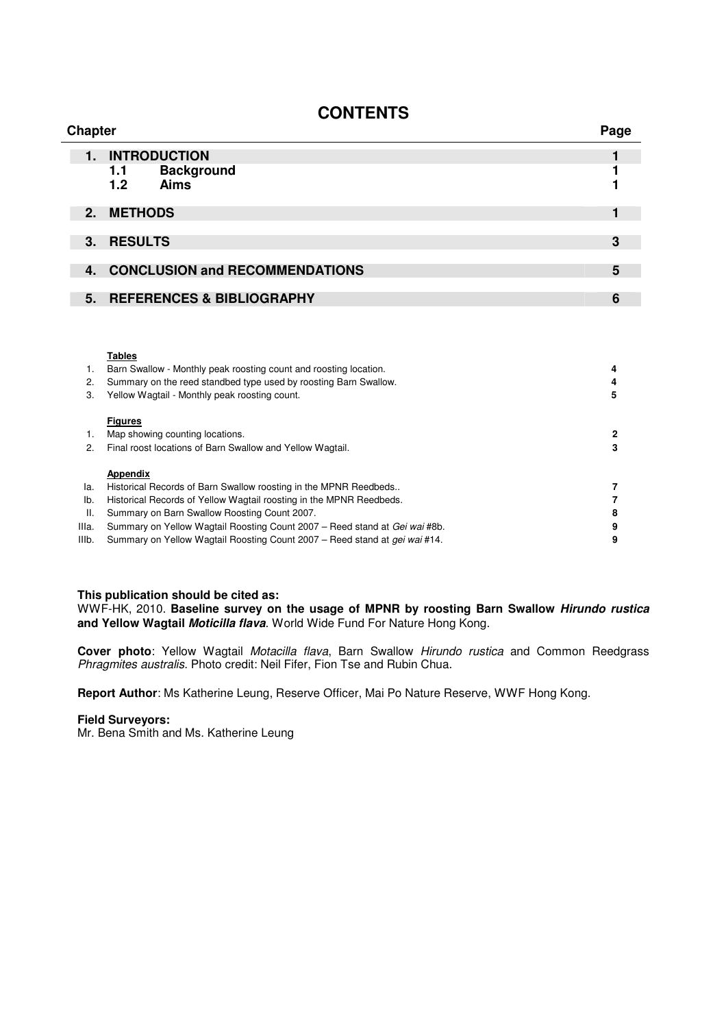# CONTENTS

| Chapter | | Page |
|---|---|---|
| **1.** | **INTRODUCTION** | **1** |
| | **1.1 Background** | **1** |
| | **1.2 Aims** | **1** |
| **2.** | **METHODS** | **1** |
| **3.** | **RESULTS** | **3** |
| **4.** | **CONCLUSION and RECOMMENDATIONS** | **5** |
| **5.** | **REFERENCES & BIBLIOGRAPHY** | **6** |

| | **Tables** | |
|---|---|---|
| 1. | Barn Swallow - Monthly peak roosting count and roosting location. | **4** |
| 2. | Summary on the reed standbed type used by roosting Barn Swallow. | **4** |
| 3. | Yellow Wagtail - Monthly peak roosting count. | **5** |
| | **Figures** | |
| 1. | Map showing counting locations. | **2** |
| 2. | Final roost locations of Barn Swallow and Yellow Wagtail. | **3** |
| | **Appendix** | |
| Ia. | Historical Records of Barn Swallow roosting in the MPNR Reedbeds.. | **7** |
| Ib. | Historical Records of Yellow Wagtail roosting in the MPNR Reedbeds. | **7** |
| II. | Summary on Barn Swallow Roosting Count 2007. | **8** |
| IIIa. | Summary on Yellow Wagtail Roosting Count 2007 – Reed stand at *Gei wai* #8b. | **9** |
| IIIb. | Summary on Yellow Wagtail Roosting Count 2007 – Reed stand at *gei wai* #14. | **9** |

**This publication should be cited as:**
WWF-HK, 2010. **Baseline survey on the usage of MPNR by roosting Barn Swallow *Hirundo rustica* and Yellow Wagtail *Moticilla flava***. World Wide Fund For Nature Hong Kong.

**Cover photo**: Yellow Wagtail *Motacilla flava*, Barn Swallow *Hirundo rustica* and Common Reedgrass *Phragmites australis*. Photo credit: Neil Fifer, Fion Tse and Rubin Chua.

**Report Author**: Ms Katherine Leung, Reserve Officer, Mai Po Nature Reserve, WWF Hong Kong.

**Field Surveyors:**
Mr. Bena Smith and Ms. Katherine Leung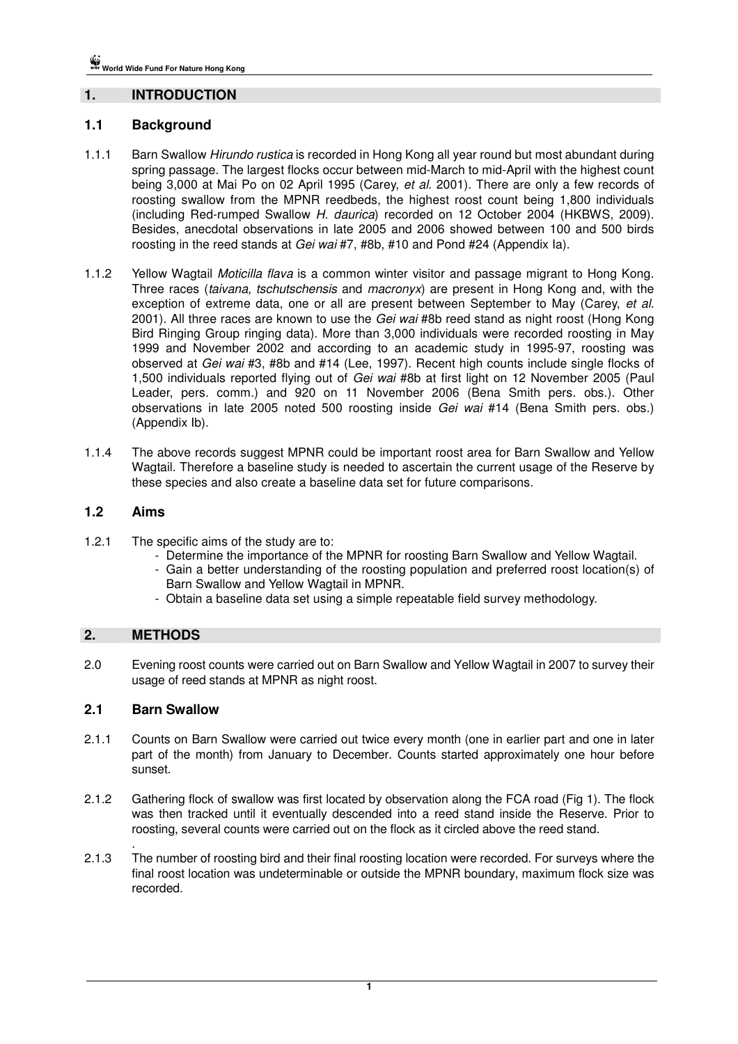## 1. INTRODUCTION

### 1.1 Background

1.1.1 Barn Swallow *Hirundo rustica* is recorded in Hong Kong all year round but most abundant during spring passage. The largest flocks occur between mid-March to mid-April with the highest count being 3,000 at Mai Po on 02 April 1995 (Carey, *et al.* 2001). There are only a few records of roosting swallow from the MPNR reedbeds, the highest roost count being 1,800 individuals (including Red-rumped Swallow *H. daurica*) recorded on 12 October 2004 (HKBWS, 2009). Besides, anecdotal observations in late 2005 and 2006 showed between 100 and 500 birds roosting in the reed stands at *Gei wai* #7, #8b, #10 and Pond #24 (Appendix Ia).

1.1.2 Yellow Wagtail *Moticilla flava* is a common winter visitor and passage migrant to Hong Kong. Three races (*taivana, tschutschensis* and *macronyx*) are present in Hong Kong and, with the exception of extreme data, one or all are present between September to May (Carey, *et al.* 2001). All three races are known to use the *Gei wai* #8b reed stand as night roost (Hong Kong Bird Ringing Group ringing data). More than 3,000 individuals were recorded roosting in May 1999 and November 2002 and according to an academic study in 1995-97, roosting was observed at *Gei wai* #3, #8b and #14 (Lee, 1997). Recent high counts include single flocks of 1,500 individuals reported flying out of *Gei wai* #8b at first light on 12 November 2005 (Paul Leader, pers. comm.) and 920 on 11 November 2006 (Bena Smith pers. obs.). Other observations in late 2005 noted 500 roosting inside *Gei wai* #14 (Bena Smith pers. obs.) (Appendix Ib).

1.1.4 The above records suggest MPNR could be important roost area for Barn Swallow and Yellow Wagtail. Therefore a baseline study is needed to ascertain the current usage of the Reserve by these species and also create a baseline data set for future comparisons.

### 1.2 Aims

1.2.1 The specific aims of the study are to:

- Determine the importance of the MPNR for roosting Barn Swallow and Yellow Wagtail.
- Gain a better understanding of the roosting population and preferred roost location(s) of Barn Swallow and Yellow Wagtail in MPNR.
- Obtain a baseline data set using a simple repeatable field survey methodology.

## 2. METHODS

2.0 Evening roost counts were carried out on Barn Swallow and Yellow Wagtail in 2007 to survey their usage of reed stands at MPNR as night roost.

### 2.1 Barn Swallow

2.1.1 Counts on Barn Swallow were carried out twice every month (one in earlier part and one in later part of the month) from January to December. Counts started approximately one hour before sunset.

2.1.2 Gathering flock of swallow was first located by observation along the FCA road (Fig 1). The flock was then tracked until it eventually descended into a reed stand inside the Reserve. Prior to roosting, several counts were carried out on the flock as it circled above the reed stand.

2.1.3 The number of roosting bird and their final roosting location were recorded. For surveys where the final roost location was undeterminable or outside the MPNR boundary, maximum flock size was recorded.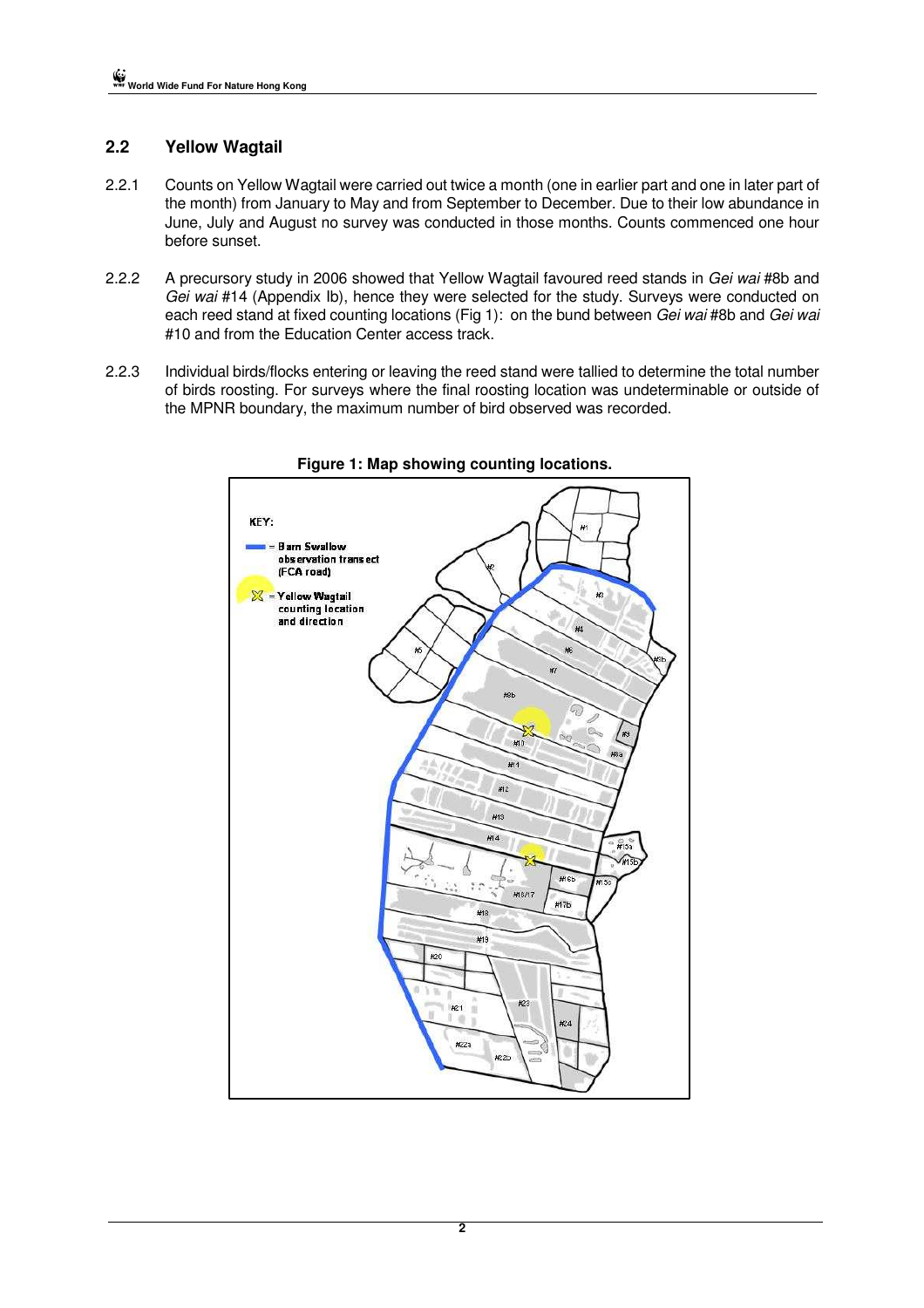## 2.2 Yellow Wagtail

2.2.1 Counts on Yellow Wagtail were carried out twice a month (one in earlier part and one in later part of the month) from January to May and from September to December. Due to their low abundance in June, July and August no survey was conducted in those months. Counts commenced one hour before sunset.

2.2.2 A precursory study in 2006 showed that Yellow Wagtail favoured reed stands in *Gei wai* #8b and *Gei wai* #14 (Appendix Ib), hence they were selected for the study. Surveys were conducted on each reed stand at fixed counting locations (Fig 1): on the bund between *Gei wai* #8b and *Gei wai* #10 and from the Education Center access track.

2.2.3 Individual birds/flocks entering or leaving the reed stand were tallied to determine the total number of birds roosting. For surveys where the final roosting location was undeterminable or outside of the MPNR boundary, the maximum number of bird observed was recorded.

**Figure 1: Map showing counting locations.**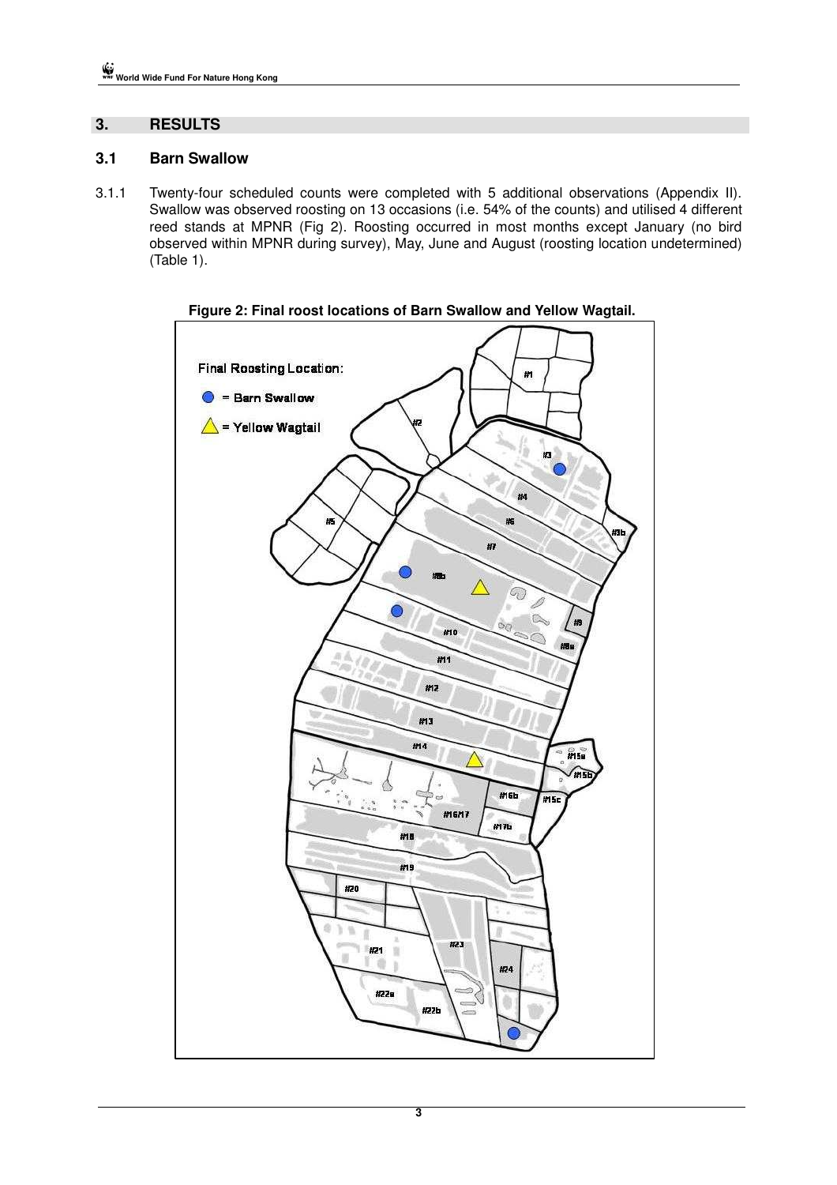## 3. RESULTS

### 3.1 Barn Swallow

3.1.1 Twenty-four scheduled counts were completed with 5 additional observations (Appendix II). Swallow was observed roosting on 13 occasions (i.e. 54% of the counts) and utilised 4 different reed stands at MPNR (Fig 2). Roosting occurred in most months except January (no bird observed within MPNR during survey), May, June and August (roosting location undetermined) (Table 1).

**Figure 2: Final roost locations of Barn Swallow and Yellow Wagtail.**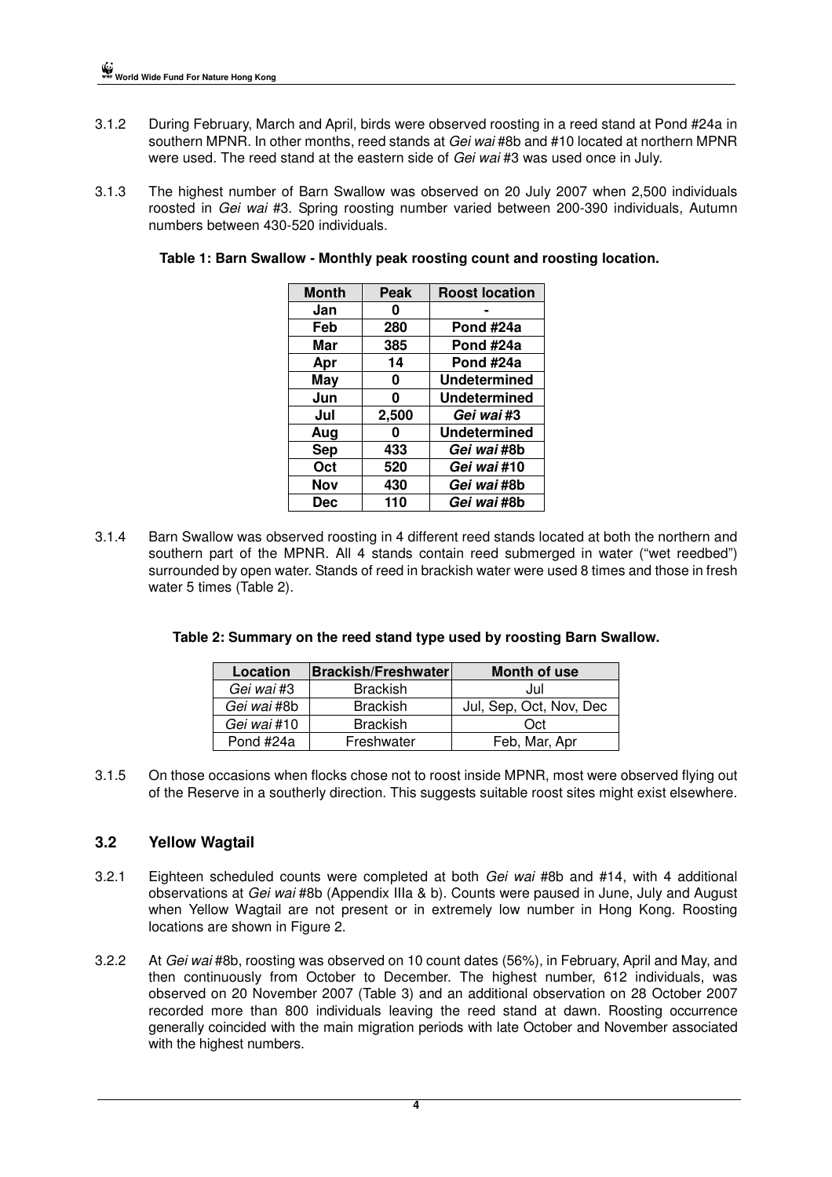3.1.2 During February, March and April, birds were observed roosting in a reed stand at Pond #24a in southern MPNR. In other months, reed stands at *Gei wai* #8b and #10 located at northern MPNR were used. The reed stand at the eastern side of *Gei wai* #3 was used once in July.

3.1.3 The highest number of Barn Swallow was observed on 20 July 2007 when 2,500 individuals roosted in *Gei wai* #3. Spring roosting number varied between 200-390 individuals, Autumn numbers between 430-520 individuals.

**Table 1: Barn Swallow - Monthly peak roosting count and roosting location.**

| Month | Peak | Roost location |
|---|---|---|
| Jan | 0 | - |
| Feb | 280 | Pond #24a |
| Mar | 385 | Pond #24a |
| Apr | 14 | Pond #24a |
| May | 0 | Undetermined |
| Jun | 0 | Undetermined |
| Jul | 2,500 | *Gei wai* #3 |
| Aug | 0 | Undetermined |
| Sep | 433 | *Gei wai* #8b |
| Oct | 520 | *Gei wai* #10 |
| Nov | 430 | *Gei wai* #8b |
| Dec | 110 | *Gei wai* #8b |

3.1.4 Barn Swallow was observed roosting in 4 different reed stands located at both the northern and southern part of the MPNR. All 4 stands contain reed submerged in water ("wet reedbed") surrounded by open water. Stands of reed in brackish water were used 8 times and those in fresh water 5 times (Table 2).

**Table 2: Summary on the reed stand type used by roosting Barn Swallow.**

| Location | Brackish/Freshwater | Month of use |
|---|---|---|
| *Gei wai* #3 | Brackish | Jul |
| *Gei wai* #8b | Brackish | Jul, Sep, Oct, Nov, Dec |
| *Gei wai* #10 | Brackish | Oct |
| Pond #24a | Freshwater | Feb, Mar, Apr |

3.1.5 On those occasions when flocks chose not to roost inside MPNR, most were observed flying out of the Reserve in a southerly direction. This suggests suitable roost sites might exist elsewhere.

## 3.2 Yellow Wagtail

3.2.1 Eighteen scheduled counts were completed at both *Gei wai* #8b and #14, with 4 additional observations at *Gei wai* #8b (Appendix IIIa & b). Counts were paused in June, July and August when Yellow Wagtail are not present or in extremely low number in Hong Kong. Roosting locations are shown in Figure 2.

3.2.2 At *Gei wai* #8b, roosting was observed on 10 count dates (56%), in February, April and May, and then continuously from October to December. The highest number, 612 individuals, was observed on 20 November 2007 (Table 3) and an additional observation on 28 October 2007 recorded more than 800 individuals leaving the reed stand at dawn. Roosting occurrence generally coincided with the main migration periods with late October and November associated with the highest numbers.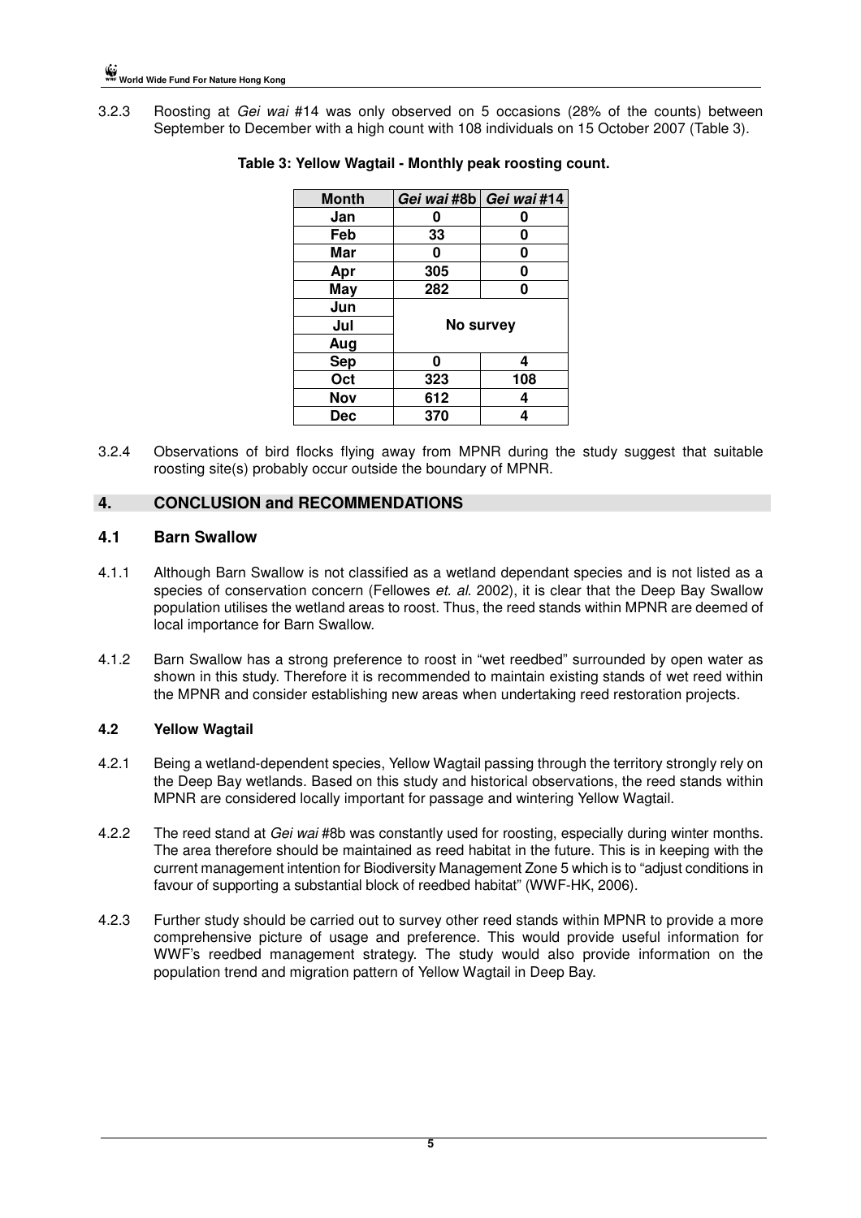3.2.3 Roosting at *Gei wai* #14 was only observed on 5 occasions (28% of the counts) between September to December with a high count with 108 individuals on 15 October 2007 (Table 3).

**Table 3: Yellow Wagtail - Monthly peak roosting count.**

| Month | *Gei wai* #8b | *Gei wai* #14 |
|---|---|---|
| Jan | 0 | 0 |
| Feb | 33 | 0 |
| Mar | 0 | 0 |
| Apr | 305 | 0 |
| May | 282 | 0 |
| Jun | No survey | |
| Jul | | |
| Aug | | |
| Sep | 0 | 4 |
| Oct | 323 | 108 |
| Nov | 612 | 4 |
| Dec | 370 | 4 |

3.2.4 Observations of bird flocks flying away from MPNR during the study suggest that suitable roosting site(s) probably occur outside the boundary of MPNR.

## 4. CONCLUSION and RECOMMENDATIONS

### 4.1 Barn Swallow

4.1.1 Although Barn Swallow is not classified as a wetland dependant species and is not listed as a species of conservation concern (Fellowes *et. al*. 2002), it is clear that the Deep Bay Swallow population utilises the wetland areas to roost. Thus, the reed stands within MPNR are deemed of local importance for Barn Swallow.

4.1.2 Barn Swallow has a strong preference to roost in "wet reedbed" surrounded by open water as shown in this study. Therefore it is recommended to maintain existing stands of wet reed within the MPNR and consider establishing new areas when undertaking reed restoration projects.

### 4.2 Yellow Wagtail

4.2.1 Being a wetland-dependent species, Yellow Wagtail passing through the territory strongly rely on the Deep Bay wetlands. Based on this study and historical observations, the reed stands within MPNR are considered locally important for passage and wintering Yellow Wagtail.

4.2.2 The reed stand at *Gei wai* #8b was constantly used for roosting, especially during winter months. The area therefore should be maintained as reed habitat in the future. This is in keeping with the current management intention for Biodiversity Management Zone 5 which is to "adjust conditions in favour of supporting a substantial block of reedbed habitat" (WWF-HK, 2006).

4.2.3 Further study should be carried out to survey other reed stands within MPNR to provide a more comprehensive picture of usage and preference. This would provide useful information for WWF's reedbed management strategy. The study would also provide information on the population trend and migration pattern of Yellow Wagtail in Deep Bay.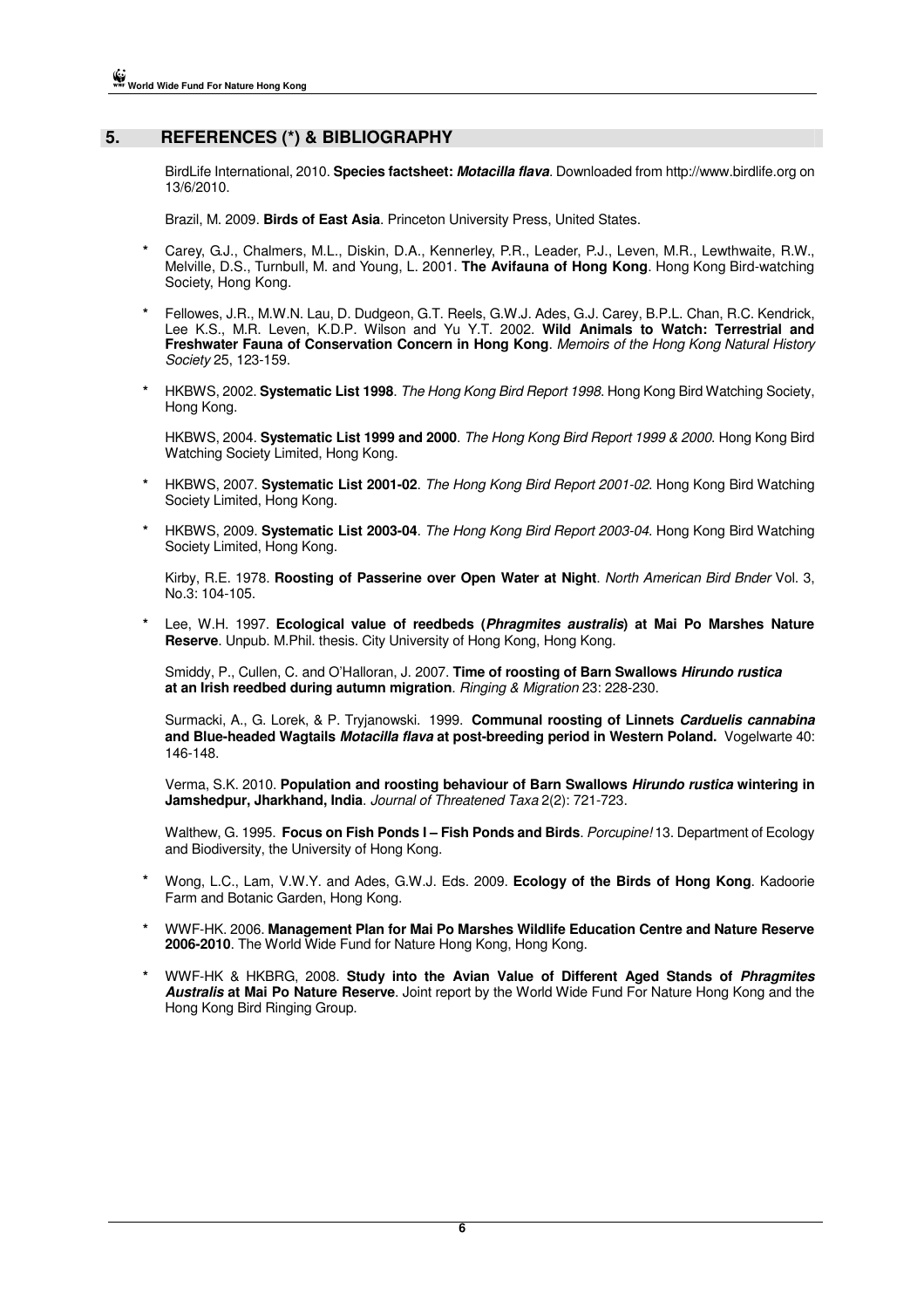## 5. REFERENCES (*) & BIBLIOGRAPHY

BirdLife International, 2010. **Species factsheet: *Motacilla flava***. Downloaded from http://www.birdlife.org on 13/6/2010.

Brazil, M. 2009. **Birds of East Asia**. Princeton University Press, United States.

\* Carey, G.J., Chalmers, M.L., Diskin, D.A., Kennerley, P.R., Leader, P.J., Leven, M.R., Lewthwaite, R.W., Melville, D.S., Turnbull, M. and Young, L. 2001. **The Avifauna of Hong Kong**. Hong Kong Bird-watching Society, Hong Kong.

\* Fellowes, J.R., M.W.N. Lau, D. Dudgeon, G.T. Reels, G.W.J. Ades, G.J. Carey, B.P.L. Chan, R.C. Kendrick, Lee K.S., M.R. Leven, K.D.P. Wilson and Yu Y.T. 2002. **Wild Animals to Watch: Terrestrial and Freshwater Fauna of Conservation Concern in Hong Kong**. *Memoirs of the Hong Kong Natural History Society* 25, 123-159.

\* HKBWS, 2002. **Systematic List 1998**. *The Hong Kong Bird Report 1998*. Hong Kong Bird Watching Society, Hong Kong.

HKBWS, 2004. **Systematic List 1999 and 2000**. *The Hong Kong Bird Report 1999 & 2000*. Hong Kong Bird Watching Society Limited, Hong Kong.

\* HKBWS, 2007. **Systematic List 2001-02**. *The Hong Kong Bird Report 2001-02*. Hong Kong Bird Watching Society Limited, Hong Kong.

\* HKBWS, 2009. **Systematic List 2003-04**. *The Hong Kong Bird Report 2003-04*. Hong Kong Bird Watching Society Limited, Hong Kong.

Kirby, R.E. 1978. **Roosting of Passerine over Open Water at Night**. *North American Bird Bnder* Vol. 3, No.3: 104-105.

\* Lee, W.H. 1997. **Ecological value of reedbeds (*Phragmites australis*) at Mai Po Marshes Nature Reserve**. Unpub. M.Phil. thesis. City University of Hong Kong, Hong Kong.

Smiddy, P., Cullen, C. and O'Halloran, J. 2007. **Time of roosting of Barn Swallows *Hirundo rustica* at an Irish reedbed during autumn migration**. *Ringing & Migration* 23: 228-230.

Surmacki, A., G. Lorek, & P. Tryjanowski. 1999. **Communal roosting of Linnets *Carduelis cannabina* and Blue-headed Wagtails *Motacilla flava* at post-breeding period in Western Poland.** Vogelwarte 40: 146-148.

Verma, S.K. 2010. **Population and roosting behaviour of Barn Swallows *Hirundo rustica* wintering in Jamshedpur, Jharkhand, India**. *Journal of Threatened Taxa* 2(2): 721-723.

Walthew, G. 1995. **Focus on Fish Ponds I – Fish Ponds and Birds**. *Porcupine!* 13. Department of Ecology and Biodiversity, the University of Hong Kong.

\* Wong, L.C., Lam, V.W.Y. and Ades, G.W.J. Eds. 2009. **Ecology of the Birds of Hong Kong**. Kadoorie Farm and Botanic Garden, Hong Kong.

\* WWF-HK. 2006. **Management Plan for Mai Po Marshes Wildlife Education Centre and Nature Reserve 2006-2010**. The World Wide Fund for Nature Hong Kong, Hong Kong.

\* WWF-HK & HKBRG, 2008. **Study into the Avian Value of Different Aged Stands of *Phragmites Australis* at Mai Po Nature Reserve**. Joint report by the World Wide Fund For Nature Hong Kong and the Hong Kong Bird Ringing Group.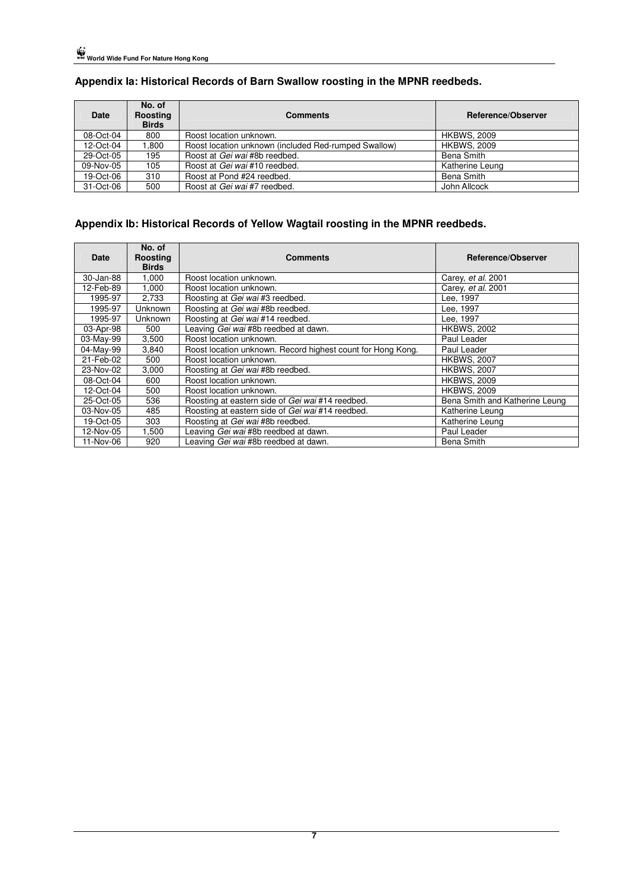## Appendix Ia: Historical Records of Barn Swallow roosting in the MPNR reedbeds.

| Date | No. of Roosting Birds | Comments | Reference/Observer |
|---|---|---|---|
| 08-Oct-04 | 800 | Roost location unknown. | HKBWS, 2009 |
| 12-Oct-04 | 1,800 | Roost location unknown (included Red-rumped Swallow) | HKBWS, 2009 |
| 29-Oct-05 | 195 | Roost at *Gei wai* #8b reedbed. | Bena Smith |
| 09-Nov-05 | 105 | Roost at *Gei wai* #10 reedbed. | Katherine Leung |
| 19-Oct-06 | 310 | Roost at Pond #24 reedbed. | Bena Smith |
| 31-Oct-06 | 500 | Roost at *Gei wai* #7 reedbed. | John Allcock |

## Appendix Ib: Historical Records of Yellow Wagtail roosting in the MPNR reedbeds.

| Date | No. of Roosting Birds | Comments | Reference/Observer |
|---|---|---|---|
| 30-Jan-88 | 1,000 | Roost location unknown. | Carey, *et al.* 2001 |
| 12-Feb-89 | 1,000 | Roost location unknown. | Carey, *et al.* 2001 |
| 1995-97 | 2,733 | Roosting at *Gei wai* #3 reedbed. | Lee, 1997 |
| 1995-97 | Unknown | Roosting at *Gei wai* #8b reedbed. | Lee, 1997 |
| 1995-97 | Unknown | Roosting at *Gei wai* #14 reedbed. | Lee, 1997 |
| 03-Apr-98 | 500 | Leaving *Gei wai* #8b reedbed at dawn. | HKBWS, 2002 |
| 03-May-99 | 3,500 | Roost location unknown. | Paul Leader |
| 04-May-99 | 3,840 | Roost location unknown. Record highest count for Hong Kong. | Paul Leader |
| 21-Feb-02 | 500 | Roost location unknown. | HKBWS, 2007 |
| 23-Nov-02 | 3,000 | Roosting at *Gei wai* #8b reedbed. | HKBWS, 2007 |
| 08-Oct-04 | 600 | Roost location unknown. | HKBWS, 2009 |
| 12-Oct-04 | 500 | Roost location unknown. | HKBWS, 2009 |
| 25-Oct-05 | 536 | Roosting at eastern side of *Gei wai* #14 reedbed. | Bena Smith and Katherine Leung |
| 03-Nov-05 | 485 | Roosting at eastern side of *Gei wai* #14 reedbed. | Katherine Leung |
| 19-Oct-05 | 303 | Roosting at *Gei wai* #8b reedbed. | Katherine Leung |
| 12-Nov-05 | 1,500 | Leaving *Gei wai* #8b reedbed at dawn. | Paul Leader |
| 11-Nov-06 | 920 | Leaving *Gei wai* #8b reedbed at dawn. | Bena Smith |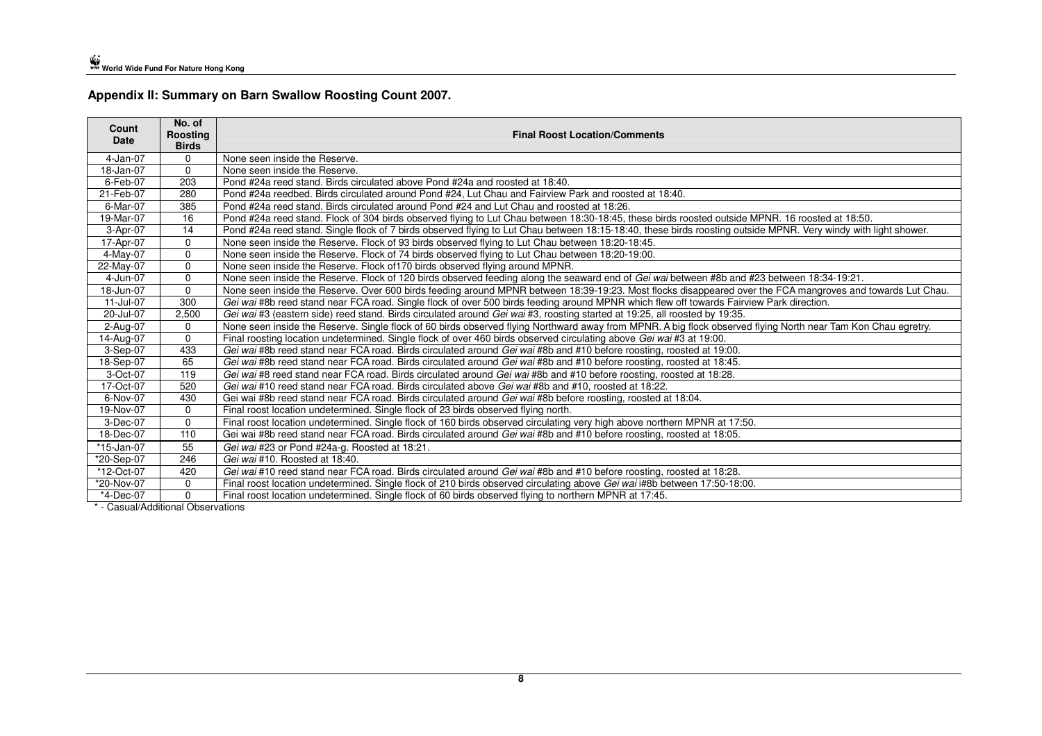## Appendix II: Summary on Barn Swallow Roosting Count 2007.

| Count Date | No. of Roosting Birds | Final Roost Location/Comments |
|---|---|---|
| 4-Jan-07 | 0 | None seen inside the Reserve. |
| 18-Jan-07 | 0 | None seen inside the Reserve. |
| 6-Feb-07 | 203 | Pond #24a reed stand. Birds circulated above Pond #24a and roosted at 18:40. |
| 21-Feb-07 | 280 | Pond #24a reedbed. Birds circulated around Pond #24, Lut Chau and Fairview Park and roosted at 18:40. |
| 6-Mar-07 | 385 | Pond #24a reed stand. Birds circulated around Pond #24 and Lut Chau and roosted at 18:26. |
| 19-Mar-07 | 16 | Pond #24a reed stand. Flock of 304 birds observed flying to Lut Chau between 18:30-18:45, these birds roosted outside MPNR. 16 roosted at 18:50. |
| 3-Apr-07 | 14 | Pond #24a reed stand. Single flock of 7 birds observed flying to Lut Chau between 18:15-18:40, these birds roosting outside MPNR. Very windy with light shower. |
| 17-Apr-07 | 0 | None seen inside the Reserve. Flock of 93 birds observed flying to Lut Chau between 18:20-18:45. |
| 4-May-07 | 0 | None seen inside the Reserve. Flock of 74 birds observed flying to Lut Chau between 18:20-19:00. |
| 22-May-07 | 0 | None seen inside the Reserve. Flock of170 birds observed flying around MPNR. |
| 4-Jun-07 | 0 | None seen inside the Reserve. Flock of 120 birds observed feeding along the seaward end of *Gei wai* between #8b and #23 between 18:34-19:21. |
| 18-Jun-07 | 0 | None seen inside the Reserve. Over 600 birds feeding around MPNR between 18:39-19:23. Most flocks disappeared over the FCA mangroves and towards Lut Chau. |
| 11-Jul-07 | 300 | *Gei wai* #8b reed stand near FCA road. Single flock of over 500 birds feeding around MPNR which flew off towards Fairview Park direction. |
| 20-Jul-07 | 2,500 | *Gei wai* #3 (eastern side) reed stand. Birds circulated around *Gei wai* #3, roosting started at 19:25, all roosted by 19:35. |
| 2-Aug-07 | 0 | None seen inside the Reserve. Single flock of 60 birds observed flying Northward away from MPNR. A big flock observed flying North near Tam Kon Chau egretry. |
| 14-Aug-07 | 0 | Final roosting location undetermined. Single flock of over 460 birds observed circulating above *Gei wai* #3 at 19:00. |
| 3-Sep-07 | 433 | *Gei wai* #8b reed stand near FCA road. Birds circulated around *Gei wai* #8b and #10 before roosting, roosted at 19:00. |
| 18-Sep-07 | 65 | *Gei wai* #8b reed stand near FCA road. Birds circulated around *Gei wai* #8b and #10 before roosting, roosted at 18:45. |
| 3-Oct-07 | 119 | *Gei wai* #8 reed stand near FCA road. Birds circulated around *Gei wai* #8b and #10 before roosting, roosted at 18:28. |
| 17-Oct-07 | 520 | *Gei wai* #10 reed stand near FCA road. Birds circulated above *Gei wai* #8b and #10, roosted at 18:22. |
| 6-Nov-07 | 430 | Gei wai #8b reed stand near FCA road. Birds circulated around *Gei wai* #8b before roosting, roosted at 18:04. |
| 19-Nov-07 | 0 | Final roost location undetermined. Single flock of 23 birds observed flying north. |
| 3-Dec-07 | 0 | Final roost location undetermined. Single flock of 160 birds observed circulating very high above northern MPNR at 17:50. |
| 18-Dec-07 | 110 | Gei wai #8b reed stand near FCA road. Birds circulated around *Gei wai* #8b and #10 before roosting, roosted at 18:05. |
| *15-Jan-07 | 55 | *Gei wai* #23 or Pond #24a-g. Roosted at 18:21. |
| *20-Sep-07 | 246 | *Gei wai* #10. Roosted at 18:40. |
| *12-Oct-07 | 420 | *Gei wai* #10 reed stand near FCA road. Birds circulated around *Gei wai* #8b and #10 before roosting, roosted at 18:28. |
| *20-Nov-07 | 0 | Final roost location undetermined. Single flock of 210 birds observed circulating above *Gei wai* i#8b between 17:50-18:00. |
| *4-Dec-07 | 0 | Final roost location undetermined. Single flock of 60 birds observed flying to northern MPNR at 17:45. |

* - Casual/Additional Observations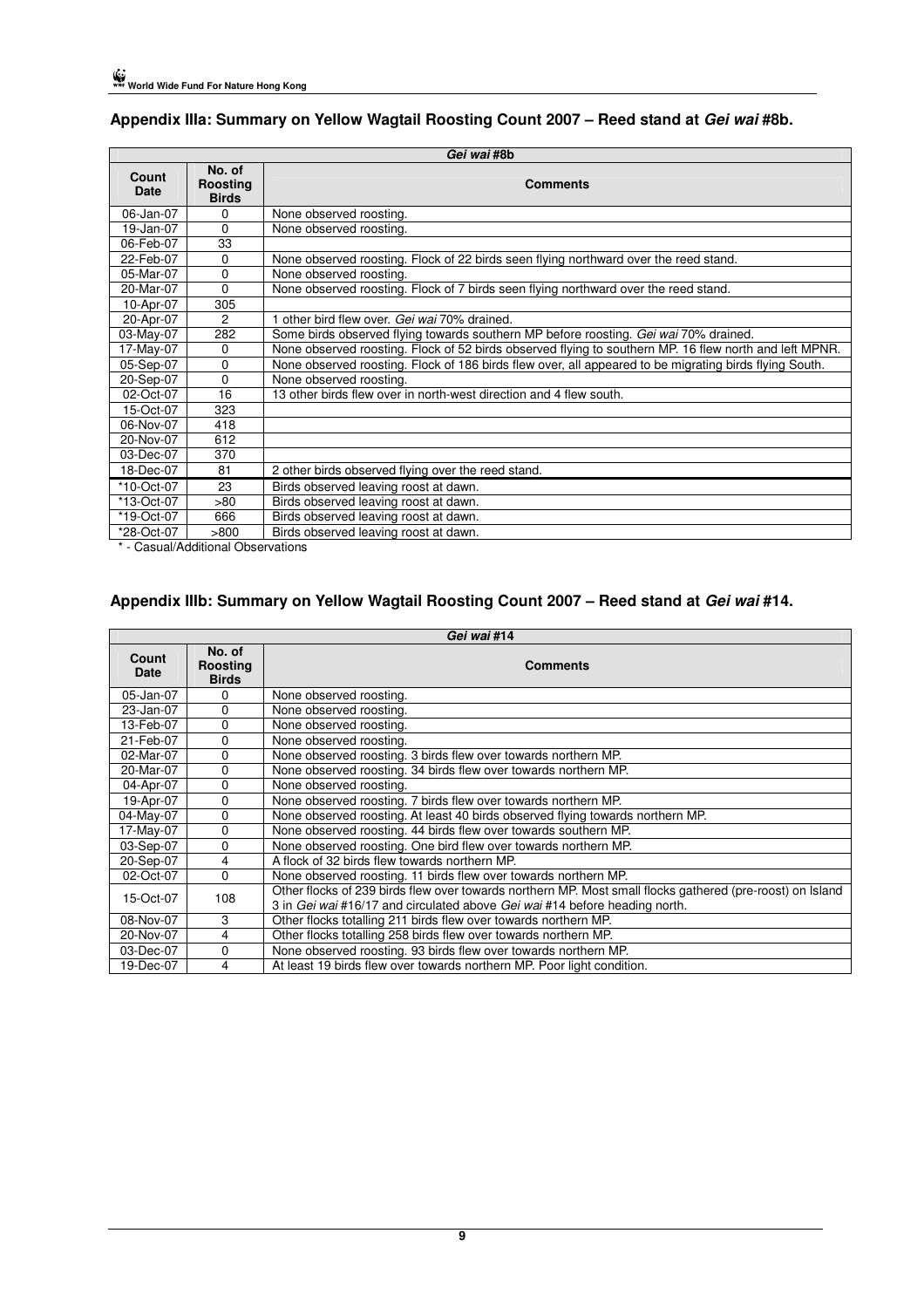## Appendix IIIa: Summary on Yellow Wagtail Roosting Count 2007 – Reed stand at *Gei wai* #8b.

| *Gei wai* #8b | | |
|---|---|---|
| Count Date | No. of Roosting Birds | Comments |
| 06-Jan-07 | 0 | None observed roosting. |
| 19-Jan-07 | 0 | None observed roosting. |
| 06-Feb-07 | 33 | |
| 22-Feb-07 | 0 | None observed roosting. Flock of 22 birds seen flying northward over the reed stand. |
| 05-Mar-07 | 0 | None observed roosting. |
| 20-Mar-07 | 0 | None observed roosting. Flock of 7 birds seen flying northward over the reed stand. |
| 10-Apr-07 | 305 | |
| 20-Apr-07 | 2 | 1 other bird flew over. *Gei wai* 70% drained. |
| 03-May-07 | 282 | Some birds observed flying towards southern MP before roosting. *Gei wai* 70% drained. |
| 17-May-07 | 0 | None observed roosting. Flock of 52 birds observed flying to southern MP. 16 flew north and left MPNR. |
| 05-Sep-07 | 0 | None observed roosting. Flock of 186 birds flew over, all appeared to be migrating birds flying South. |
| 20-Sep-07 | 0 | None observed roosting. |
| 02-Oct-07 | 16 | 13 other birds flew over in north-west direction and 4 flew south. |
| 15-Oct-07 | 323 | |
| 06-Nov-07 | 418 | |
| 20-Nov-07 | 612 | |
| 03-Dec-07 | 370 | |
| 18-Dec-07 | 81 | 2 other birds observed flying over the reed stand. |
| *10-Oct-07 | 23 | Birds observed leaving roost at dawn. |
| *13-Oct-07 | >80 | Birds observed leaving roost at dawn. |
| *19-Oct-07 | 666 | Birds observed leaving roost at dawn. |
| *28-Oct-07 | >800 | Birds observed leaving roost at dawn. |

* - Casual/Additional Observations

## Appendix IIIb: Summary on Yellow Wagtail Roosting Count 2007 – Reed stand at *Gei wai* #14.

| *Gei wai* #14 | | |
|---|---|---|
| Count Date | No. of Roosting Birds | Comments |
| 05-Jan-07 | 0 | None observed roosting. |
| 23-Jan-07 | 0 | None observed roosting. |
| 13-Feb-07 | 0 | None observed roosting. |
| 21-Feb-07 | 0 | None observed roosting. |
| 02-Mar-07 | 0 | None observed roosting. 3 birds flew over towards northern MP. |
| 20-Mar-07 | 0 | None observed roosting. 34 birds flew over towards northern MP. |
| 04-Apr-07 | 0 | None observed roosting. |
| 19-Apr-07 | 0 | None observed roosting. 7 birds flew over towards northern MP. |
| 04-May-07 | 0 | None observed roosting. At least 40 birds observed flying towards northern MP. |
| 17-May-07 | 0 | None observed roosting. 44 birds flew over towards southern MP. |
| 03-Sep-07 | 0 | None observed roosting. One bird flew over towards northern MP. |
| 20-Sep-07 | 4 | A flock of 32 birds flew towards northern MP. |
| 02-Oct-07 | 0 | None observed roosting. 11 birds flew over towards northern MP. |
| 15-Oct-07 | 108 | Other flocks of 239 birds flew over towards northern MP. Most small flocks gathered (pre-roost) on Island 3 in *Gei wai* #16/17 and circulated above *Gei wai* #14 before heading north. |
| 08-Nov-07 | 3 | Other flocks totalling 211 birds flew over towards northern MP. |
| 20-Nov-07 | 4 | Other flocks totalling 258 birds flew over towards northern MP. |
| 03-Dec-07 | 0 | None observed roosting. 93 birds flew over towards northern MP. |
| 19-Dec-07 | 4 | At least 19 birds flew over towards northern MP. Poor light condition. |